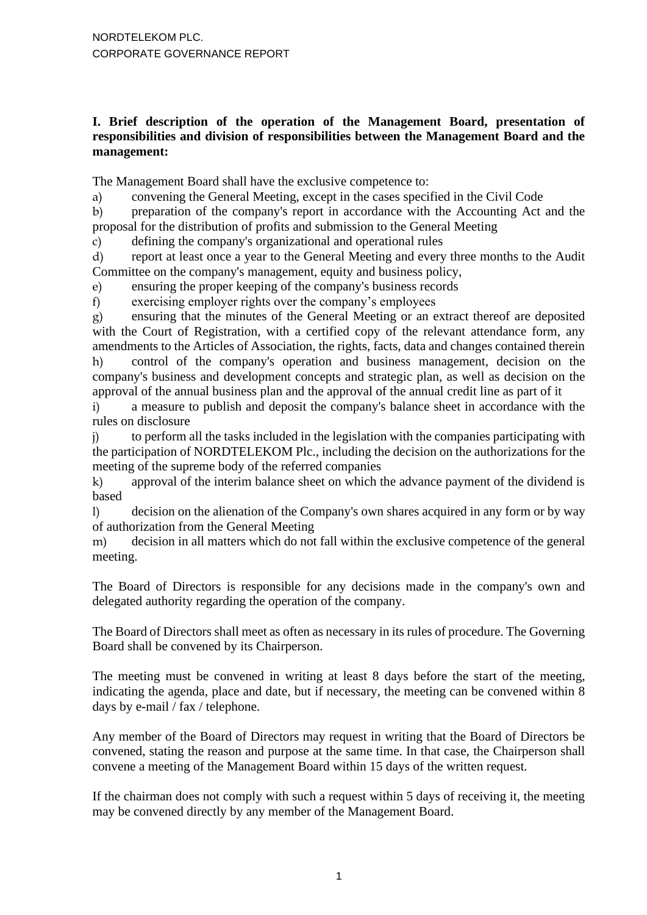NORDTELEKOM PLC.
CORPORATE GOVERNANCE REPORT

**I. Brief description of the operation of the Management Board, presentation of responsibilities and division of responsibilities between the Management Board and the management:**

The Management Board shall have the exclusive competence to:

a) convening the General Meeting, except in the cases specified in the Civil Code

b) preparation of the company's report in accordance with the Accounting Act and the proposal for the distribution of profits and submission to the General Meeting

c) defining the company's organizational and operational rules

d) report at least once a year to the General Meeting and every three months to the Audit Committee on the company's management, equity and business policy,

e) ensuring the proper keeping of the company's business records

f) exercising employer rights over the company's employees

g) ensuring that the minutes of the General Meeting or an extract thereof are deposited with the Court of Registration, with a certified copy of the relevant attendance form, any amendments to the Articles of Association, the rights, facts, data and changes contained therein

h) control of the company's operation and business management, decision on the company's business and development concepts and strategic plan, as well as decision on the approval of the annual business plan and the approval of the annual credit line as part of it

i) a measure to publish and deposit the company's balance sheet in accordance with the rules on disclosure

j) to perform all the tasks included in the legislation with the companies participating with the participation of NORDTELEKOM Plc., including the decision on the authorizations for the meeting of the supreme body of the referred companies

k) approval of the interim balance sheet on which the advance payment of the dividend is based

l) decision on the alienation of the Company's own shares acquired in any form or by way of authorization from the General Meeting

m) decision in all matters which do not fall within the exclusive competence of the general meeting.

The Board of Directors is responsible for any decisions made in the company's own and delegated authority regarding the operation of the company.

The Board of Directors shall meet as often as necessary in its rules of procedure. The Governing Board shall be convened by its Chairperson.

The meeting must be convened in writing at least 8 days before the start of the meeting, indicating the agenda, place and date, but if necessary, the meeting can be convened within 8 days by e-mail / fax / telephone.

Any member of the Board of Directors may request in writing that the Board of Directors be convened, stating the reason and purpose at the same time. In that case, the Chairperson shall convene a meeting of the Management Board within 15 days of the written request.

If the chairman does not comply with such a request within 5 days of receiving it, the meeting may be convened directly by any member of the Management Board.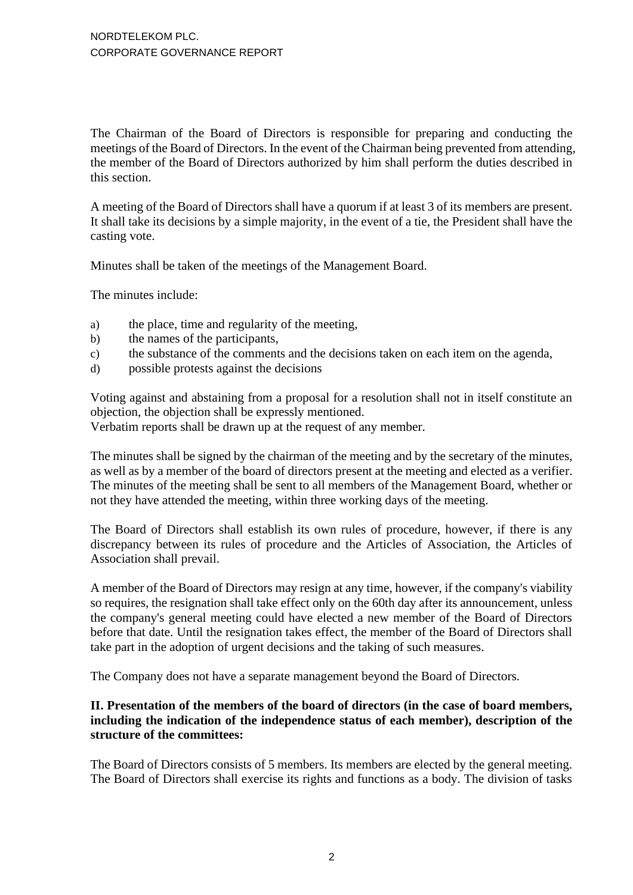The Chairman of the Board of Directors is responsible for preparing and conducting the meetings of the Board of Directors. In the event of the Chairman being prevented from attending, the member of the Board of Directors authorized by him shall perform the duties described in this section.

A meeting of the Board of Directors shall have a quorum if at least 3 of its members are present. It shall take its decisions by a simple majority, in the event of a tie, the President shall have the casting vote.

Minutes shall be taken of the meetings of the Management Board.

The minutes include:

a) the place, time and regularity of the meeting,
b) the names of the participants,
c) the substance of the comments and the decisions taken on each item on the agenda,
d) possible protests against the decisions

Voting against and abstaining from a proposal for a resolution shall not in itself constitute an objection, the objection shall be expressly mentioned.
Verbatim reports shall be drawn up at the request of any member.

The minutes shall be signed by the chairman of the meeting and by the secretary of the minutes, as well as by a member of the board of directors present at the meeting and elected as a verifier. The minutes of the meeting shall be sent to all members of the Management Board, whether or not they have attended the meeting, within three working days of the meeting.

The Board of Directors shall establish its own rules of procedure, however, if there is any discrepancy between its rules of procedure and the Articles of Association, the Articles of Association shall prevail.

A member of the Board of Directors may resign at any time, however, if the company's viability so requires, the resignation shall take effect only on the 60th day after its announcement, unless the company's general meeting could have elected a new member of the Board of Directors before that date. Until the resignation takes effect, the member of the Board of Directors shall take part in the adoption of urgent decisions and the taking of such measures.

The Company does not have a separate management beyond the Board of Directors.

**II. Presentation of the members of the board of directors (in the case of board members, including the indication of the independence status of each member), description of the structure of the committees:**

The Board of Directors consists of 5 members. Its members are elected by the general meeting. The Board of Directors shall exercise its rights and functions as a body. The division of tasks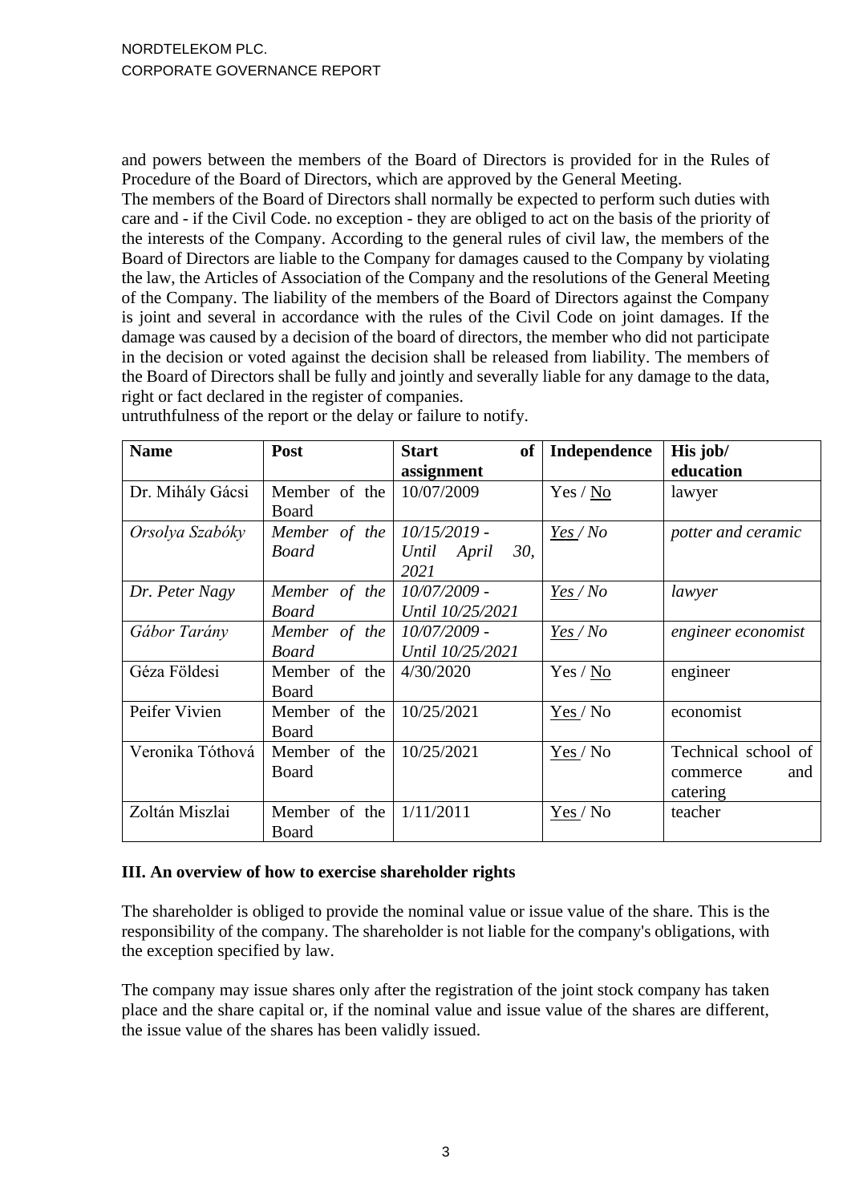and powers between the members of the Board of Directors is provided for in the Rules of Procedure of the Board of Directors, which are approved by the General Meeting.
The members of the Board of Directors shall normally be expected to perform such duties with care and - if the Civil Code. no exception - they are obliged to act on the basis of the priority of the interests of the Company. According to the general rules of civil law, the members of the Board of Directors are liable to the Company for damages caused to the Company by violating the law, the Articles of Association of the Company and the resolutions of the General Meeting of the Company. The liability of the members of the Board of Directors against the Company is joint and several in accordance with the rules of the Civil Code on joint damages. If the damage was caused by a decision of the board of directors, the member who did not participate in the decision or voted against the decision shall be released from liability. The members of the Board of Directors shall be fully and jointly and severally liable for any damage to the data, right or fact declared in the register of companies.
untruthfulness of the report or the delay or failure to notify.

| Name | Post | Start of assignment | Independence | His job/ education |
|---|---|---|---|---|
| Dr. Mihály Gácsi | Member of the Board | 10/07/2009 | Yes / <u>No</u> | lawyer |
| *Orsolya Szabóky* | *Member of the Board* | *10/15/2019 - Until April 30, 2021* | *<u>Yes</u> / No* | *potter and ceramic* |
| *Dr. Peter Nagy* | *Member of the Board* | *10/07/2009 - Until 10/25/2021* | *<u>Yes</u> / No* | *lawyer* |
| *Gábor Tarány* | *Member of the Board* | *10/07/2009 - Until 10/25/2021* | *<u>Yes</u> / No* | *engineer economist* |
| Géza Földesi | Member of the Board | 4/30/2020 | Yes / <u>No</u> | engineer |
| Peifer Vivien | Member of the Board | 10/25/2021 | <u>Yes</u> / No | economist |
| Veronika Tóthová | Member of the Board | 10/25/2021 | <u>Yes</u> / No | Technical school of commerce and catering |
| Zoltán Miszlai | Member of the Board | 1/11/2011 | <u>Yes</u> / No | teacher |

### III. An overview of how to exercise shareholder rights

The shareholder is obliged to provide the nominal value or issue value of the share. This is the responsibility of the company. The shareholder is not liable for the company's obligations, with the exception specified by law.

The company may issue shares only after the registration of the joint stock company has taken place and the share capital or, if the nominal value and issue value of the shares are different, the issue value of the shares has been validly issued.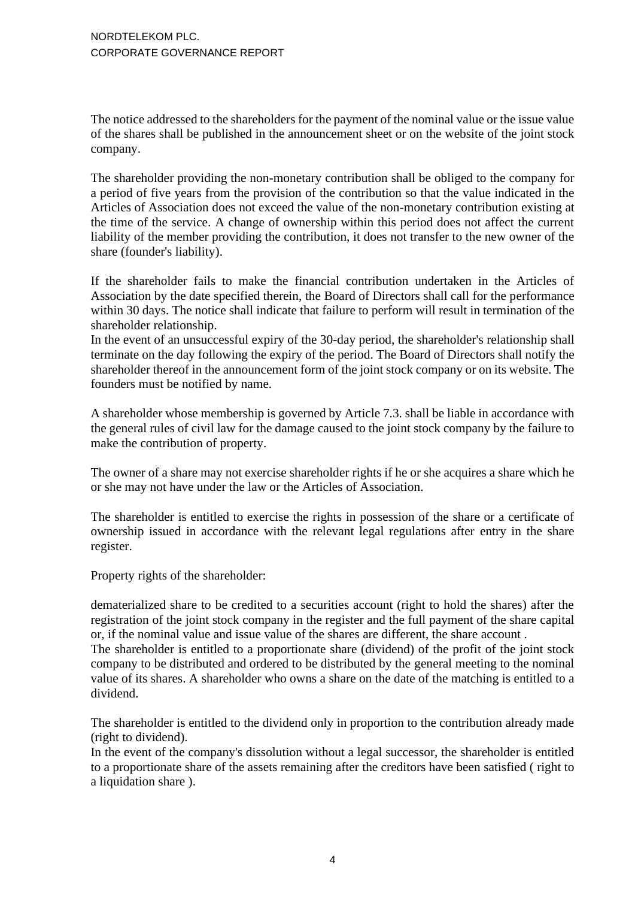The notice addressed to the shareholders for the payment of the nominal value or the issue value of the shares shall be published in the announcement sheet or on the website of the joint stock company.

The shareholder providing the non-monetary contribution shall be obliged to the company for a period of five years from the provision of the contribution so that the value indicated in the Articles of Association does not exceed the value of the non-monetary contribution existing at the time of the service. A change of ownership within this period does not affect the current liability of the member providing the contribution, it does not transfer to the new owner of the share (founder's liability).

If the shareholder fails to make the financial contribution undertaken in the Articles of Association by the date specified therein, the Board of Directors shall call for the performance within 30 days. The notice shall indicate that failure to perform will result in termination of the shareholder relationship.
In the event of an unsuccessful expiry of the 30-day period, the shareholder's relationship shall terminate on the day following the expiry of the period. The Board of Directors shall notify the shareholder thereof in the announcement form of the joint stock company or on its website. The founders must be notified by name.

A shareholder whose membership is governed by Article 7.3. shall be liable in accordance with the general rules of civil law for the damage caused to the joint stock company by the failure to make the contribution of property.

The owner of a share may not exercise shareholder rights if he or she acquires a share which he or she may not have under the law or the Articles of Association.

The shareholder is entitled to exercise the rights in possession of the share or a certificate of ownership issued in accordance with the relevant legal regulations after entry in the share register.

Property rights of the shareholder:

dematerialized share to be credited to a securities account (right to hold the shares) after the registration of the joint stock company in the register and the full payment of the share capital or, if the nominal value and issue value of the shares are different, the share account .
The shareholder is entitled to a proportionate share (dividend) of the profit of the joint stock company to be distributed and ordered to be distributed by the general meeting to the nominal value of its shares. A shareholder who owns a share on the date of the matching is entitled to a dividend.

The shareholder is entitled to the dividend only in proportion to the contribution already made (right to dividend).
In the event of the company's dissolution without a legal successor, the shareholder is entitled to a proportionate share of the assets remaining after the creditors have been satisfied ( right to a liquidation share ).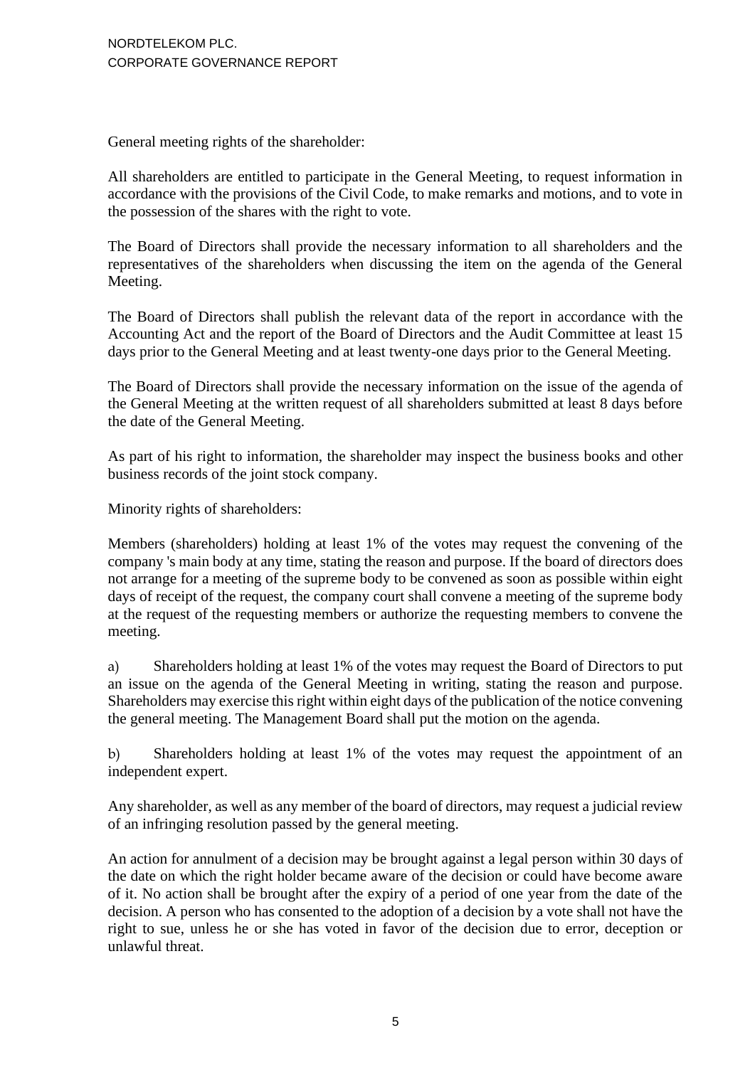General meeting rights of the shareholder:

All shareholders are entitled to participate in the General Meeting, to request information in accordance with the provisions of the Civil Code, to make remarks and motions, and to vote in the possession of the shares with the right to vote.

The Board of Directors shall provide the necessary information to all shareholders and the representatives of the shareholders when discussing the item on the agenda of the General Meeting.

The Board of Directors shall publish the relevant data of the report in accordance with the Accounting Act and the report of the Board of Directors and the Audit Committee at least 15 days prior to the General Meeting and at least twenty-one days prior to the General Meeting.

The Board of Directors shall provide the necessary information on the issue of the agenda of the General Meeting at the written request of all shareholders submitted at least 8 days before the date of the General Meeting.

As part of his right to information, the shareholder may inspect the business books and other business records of the joint stock company.

Minority rights of shareholders:

Members (shareholders) holding at least 1% of the votes may request the convening of the company 's main body at any time, stating the reason and purpose. If the board of directors does not arrange for a meeting of the supreme body to be convened as soon as possible within eight days of receipt of the request, the company court shall convene a meeting of the supreme body at the request of the requesting members or authorize the requesting members to convene the meeting.

a) Shareholders holding at least 1% of the votes may request the Board of Directors to put an issue on the agenda of the General Meeting in writing, stating the reason and purpose. Shareholders may exercise this right within eight days of the publication of the notice convening the general meeting. The Management Board shall put the motion on the agenda.

b) Shareholders holding at least 1% of the votes may request the appointment of an independent expert.

Any shareholder, as well as any member of the board of directors, may request a judicial review of an infringing resolution passed by the general meeting.

An action for annulment of a decision may be brought against a legal person within 30 days of the date on which the right holder became aware of the decision or could have become aware of it. No action shall be brought after the expiry of a period of one year from the date of the decision. A person who has consented to the adoption of a decision by a vote shall not have the right to sue, unless he or she has voted in favor of the decision due to error, deception or unlawful threat.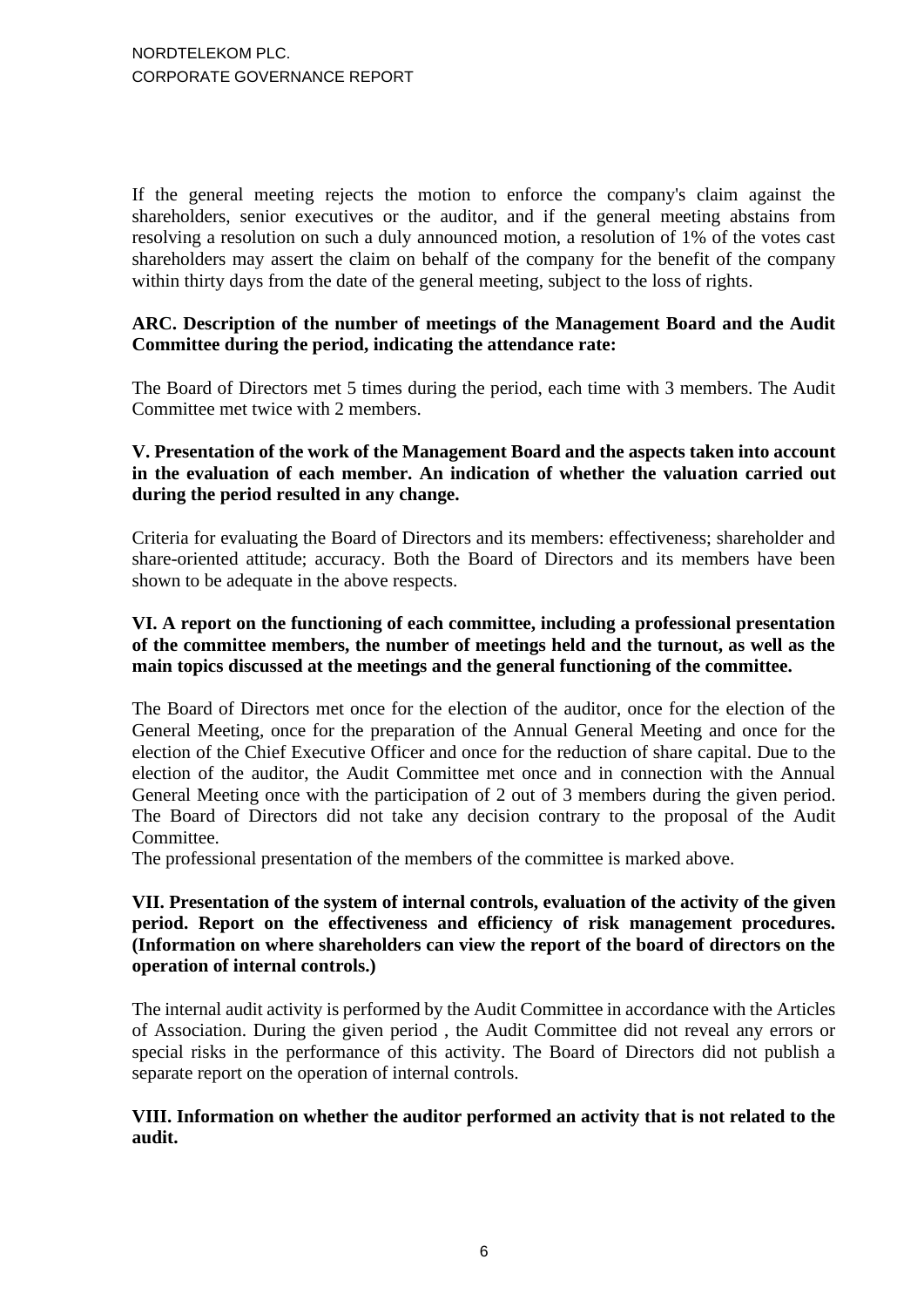If the general meeting rejects the motion to enforce the company's claim against the shareholders, senior executives or the auditor, and if the general meeting abstains from resolving a resolution on such a duly announced motion, a resolution of 1% of the votes cast shareholders may assert the claim on behalf of the company for the benefit of the company within thirty days from the date of the general meeting, subject to the loss of rights.

**ARC. Description of the number of meetings of the Management Board and the Audit Committee during the period, indicating the attendance rate:**

The Board of Directors met 5 times during the period, each time with 3 members. The Audit Committee met twice with 2 members.

**V. Presentation of the work of the Management Board and the aspects taken into account in the evaluation of each member. An indication of whether the valuation carried out during the period resulted in any change.**

Criteria for evaluating the Board of Directors and its members: effectiveness; shareholder and share-oriented attitude; accuracy. Both the Board of Directors and its members have been shown to be adequate in the above respects.

**VI. A report on the functioning of each committee, including a professional presentation of the committee members, the number of meetings held and the turnout, as well as the main topics discussed at the meetings and the general functioning of the committee.**

The Board of Directors met once for the election of the auditor, once for the election of the General Meeting, once for the preparation of the Annual General Meeting and once for the election of the Chief Executive Officer and once for the reduction of share capital. Due to the election of the auditor, the Audit Committee met once and in connection with the Annual General Meeting once with the participation of 2 out of 3 members during the given period. The Board of Directors did not take any decision contrary to the proposal of the Audit Committee.

The professional presentation of the members of the committee is marked above.

**VII. Presentation of the system of internal controls, evaluation of the activity of the given period. Report on the effectiveness and efficiency of risk management procedures. (Information on where shareholders can view the report of the board of directors on the operation of internal controls.)**

The internal audit activity is performed by the Audit Committee in accordance with the Articles of Association. During the given period , the Audit Committee did not reveal any errors or special risks in the performance of this activity. The Board of Directors did not publish a separate report on the operation of internal controls.

**VIII. Information on whether the auditor performed an activity that is not related to the audit.**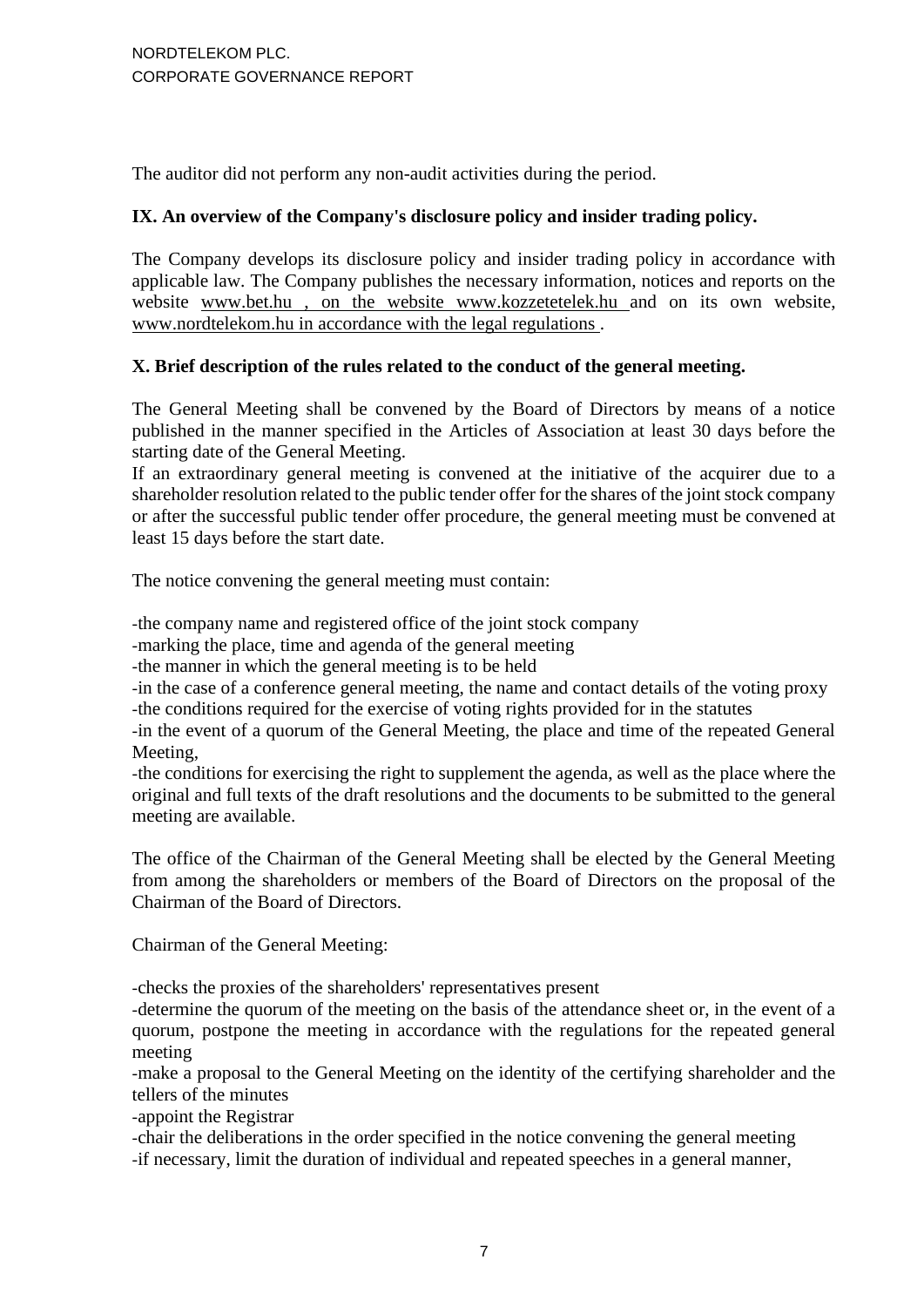The auditor did not perform any non-audit activities during the period.

## IX. An overview of the Company's disclosure policy and insider trading policy.

The Company develops its disclosure policy and insider trading policy in accordance with applicable law. The Company publishes the necessary information, notices and reports on the website www.bet.hu , on the website www.kozzetetelek.hu and on its own website, www.nordtelekom.hu in accordance with the legal regulations .

## X. Brief description of the rules related to the conduct of the general meeting.

The General Meeting shall be convened by the Board of Directors by means of a notice published in the manner specified in the Articles of Association at least 30 days before the starting date of the General Meeting.
If an extraordinary general meeting is convened at the initiative of the acquirer due to a shareholder resolution related to the public tender offer for the shares of the joint stock company or after the successful public tender offer procedure, the general meeting must be convened at least 15 days before the start date.

The notice convening the general meeting must contain:

-the company name and registered office of the joint stock company
-marking the place, time and agenda of the general meeting
-the manner in which the general meeting is to be held
-in the case of a conference general meeting, the name and contact details of the voting proxy
-the conditions required for the exercise of voting rights provided for in the statutes
-in the event of a quorum of the General Meeting, the place and time of the repeated General Meeting,
-the conditions for exercising the right to supplement the agenda, as well as the place where the original and full texts of the draft resolutions and the documents to be submitted to the general meeting are available.

The office of the Chairman of the General Meeting shall be elected by the General Meeting from among the shareholders or members of the Board of Directors on the proposal of the Chairman of the Board of Directors.

Chairman of the General Meeting:

-checks the proxies of the shareholders' representatives present
-determine the quorum of the meeting on the basis of the attendance sheet or, in the event of a quorum, postpone the meeting in accordance with the regulations for the repeated general meeting
-make a proposal to the General Meeting on the identity of the certifying shareholder and the tellers of the minutes
-appoint the Registrar
-chair the deliberations in the order specified in the notice convening the general meeting
-if necessary, limit the duration of individual and repeated speeches in a general manner,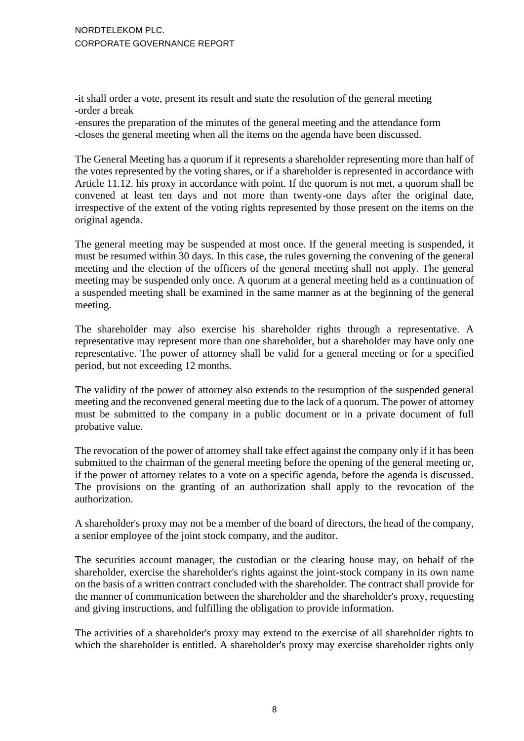-it shall order a vote, present its result and state the resolution of the general meeting
-order a break
-ensures the preparation of the minutes of the general meeting and the attendance form
-closes the general meeting when all the items on the agenda have been discussed.

The General Meeting has a quorum if it represents a shareholder representing more than half of the votes represented by the voting shares, or if a shareholder is represented in accordance with Article 11.12. his proxy in accordance with point. If the quorum is not met, a quorum shall be convened at least ten days and not more than twenty-one days after the original date, irrespective of the extent of the voting rights represented by those present on the items on the original agenda.

The general meeting may be suspended at most once. If the general meeting is suspended, it must be resumed within 30 days. In this case, the rules governing the convening of the general meeting and the election of the officers of the general meeting shall not apply. The general meeting may be suspended only once. A quorum at a general meeting held as a continuation of a suspended meeting shall be examined in the same manner as at the beginning of the general meeting.

The shareholder may also exercise his shareholder rights through a representative. A representative may represent more than one shareholder, but a shareholder may have only one representative. The power of attorney shall be valid for a general meeting or for a specified period, but not exceeding 12 months.

The validity of the power of attorney also extends to the resumption of the suspended general meeting and the reconvened general meeting due to the lack of a quorum. The power of attorney must be submitted to the company in a public document or in a private document of full probative value.

The revocation of the power of attorney shall take effect against the company only if it has been submitted to the chairman of the general meeting before the opening of the general meeting or, if the power of attorney relates to a vote on a specific agenda, before the agenda is discussed. The provisions on the granting of an authorization shall apply to the revocation of the authorization.

A shareholder's proxy may not be a member of the board of directors, the head of the company, a senior employee of the joint stock company, and the auditor.

The securities account manager, the custodian or the clearing house may, on behalf of the shareholder, exercise the shareholder's rights against the joint-stock company in its own name on the basis of a written contract concluded with the shareholder. The contract shall provide for the manner of communication between the shareholder and the shareholder's proxy, requesting and giving instructions, and fulfilling the obligation to provide information.

The activities of a shareholder's proxy may extend to the exercise of all shareholder rights to which the shareholder is entitled. A shareholder's proxy may exercise shareholder rights only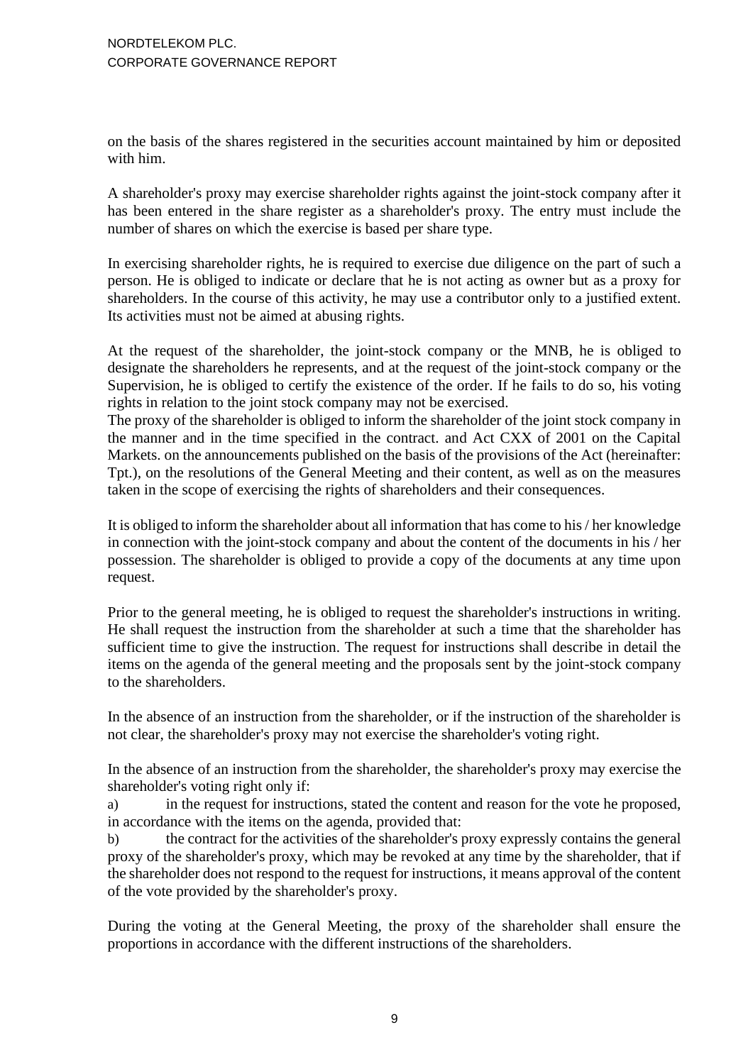on the basis of the shares registered in the securities account maintained by him or deposited with him.

A shareholder's proxy may exercise shareholder rights against the joint-stock company after it has been entered in the share register as a shareholder's proxy. The entry must include the number of shares on which the exercise is based per share type.

In exercising shareholder rights, he is required to exercise due diligence on the part of such a person. He is obliged to indicate or declare that he is not acting as owner but as a proxy for shareholders. In the course of this activity, he may use a contributor only to a justified extent. Its activities must not be aimed at abusing rights.

At the request of the shareholder, the joint-stock company or the MNB, he is obliged to designate the shareholders he represents, and at the request of the joint-stock company or the Supervision, he is obliged to certify the existence of the order. If he fails to do so, his voting rights in relation to the joint stock company may not be exercised.
The proxy of the shareholder is obliged to inform the shareholder of the joint stock company in the manner and in the time specified in the contract. and Act CXX of 2001 on the Capital Markets. on the announcements published on the basis of the provisions of the Act (hereinafter: Tpt.), on the resolutions of the General Meeting and their content, as well as on the measures taken in the scope of exercising the rights of shareholders and their consequences.

It is obliged to inform the shareholder about all information that has come to his / her knowledge in connection with the joint-stock company and about the content of the documents in his / her possession. The shareholder is obliged to provide a copy of the documents at any time upon request.

Prior to the general meeting, he is obliged to request the shareholder's instructions in writing. He shall request the instruction from the shareholder at such a time that the shareholder has sufficient time to give the instruction. The request for instructions shall describe in detail the items on the agenda of the general meeting and the proposals sent by the joint-stock company to the shareholders.

In the absence of an instruction from the shareholder, or if the instruction of the shareholder is not clear, the shareholder's proxy may not exercise the shareholder's voting right.

In the absence of an instruction from the shareholder, the shareholder's proxy may exercise the shareholder's voting right only if:
a) in the request for instructions, stated the content and reason for the vote he proposed, in accordance with the items on the agenda, provided that:
b) the contract for the activities of the shareholder's proxy expressly contains the general proxy of the shareholder's proxy, which may be revoked at any time by the shareholder, that if the shareholder does not respond to the request for instructions, it means approval of the content of the vote provided by the shareholder's proxy.

During the voting at the General Meeting, the proxy of the shareholder shall ensure the proportions in accordance with the different instructions of the shareholders.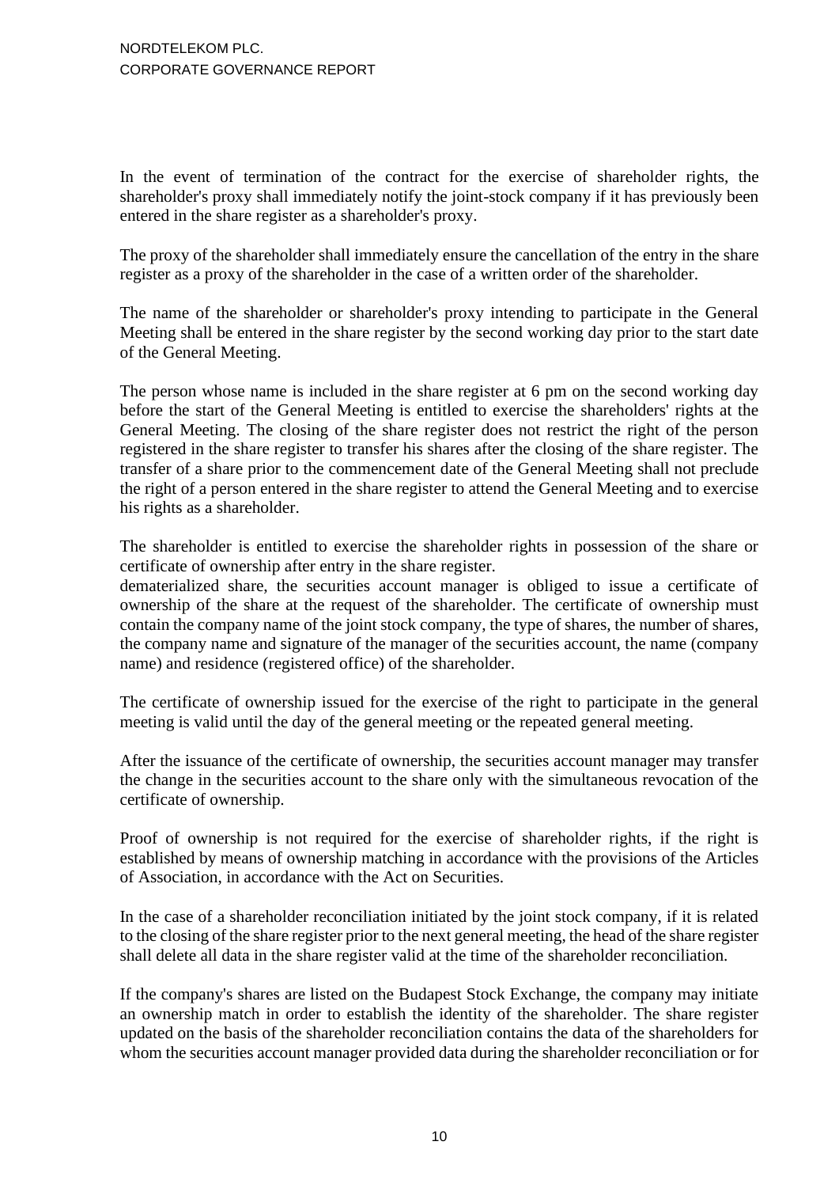In the event of termination of the contract for the exercise of shareholder rights, the shareholder's proxy shall immediately notify the joint-stock company if it has previously been entered in the share register as a shareholder's proxy.

The proxy of the shareholder shall immediately ensure the cancellation of the entry in the share register as a proxy of the shareholder in the case of a written order of the shareholder.

The name of the shareholder or shareholder's proxy intending to participate in the General Meeting shall be entered in the share register by the second working day prior to the start date of the General Meeting.

The person whose name is included in the share register at 6 pm on the second working day before the start of the General Meeting is entitled to exercise the shareholders' rights at the General Meeting. The closing of the share register does not restrict the right of the person registered in the share register to transfer his shares after the closing of the share register. The transfer of a share prior to the commencement date of the General Meeting shall not preclude the right of a person entered in the share register to attend the General Meeting and to exercise his rights as a shareholder.

The shareholder is entitled to exercise the shareholder rights in possession of the share or certificate of ownership after entry in the share register.
dematerialized share, the securities account manager is obliged to issue a certificate of ownership of the share at the request of the shareholder. The certificate of ownership must contain the company name of the joint stock company, the type of shares, the number of shares, the company name and signature of the manager of the securities account, the name (company name) and residence (registered office) of the shareholder.

The certificate of ownership issued for the exercise of the right to participate in the general meeting is valid until the day of the general meeting or the repeated general meeting.

After the issuance of the certificate of ownership, the securities account manager may transfer the change in the securities account to the share only with the simultaneous revocation of the certificate of ownership.

Proof of ownership is not required for the exercise of shareholder rights, if the right is established by means of ownership matching in accordance with the provisions of the Articles of Association, in accordance with the Act on Securities.

In the case of a shareholder reconciliation initiated by the joint stock company, if it is related to the closing of the share register prior to the next general meeting, the head of the share register shall delete all data in the share register valid at the time of the shareholder reconciliation.

If the company's shares are listed on the Budapest Stock Exchange, the company may initiate an ownership match in order to establish the identity of the shareholder. The share register updated on the basis of the shareholder reconciliation contains the data of the shareholders for whom the securities account manager provided data during the shareholder reconciliation or for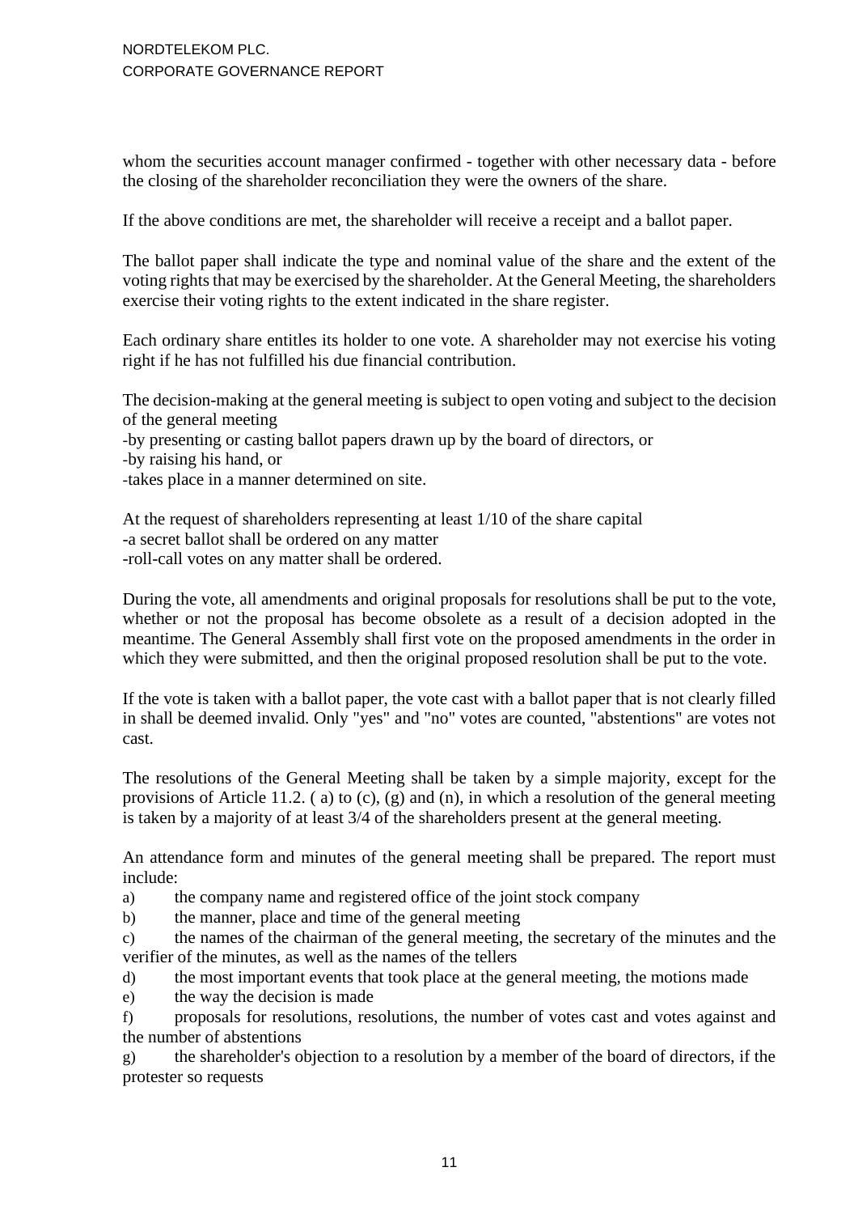whom the securities account manager confirmed - together with other necessary data - before the closing of the shareholder reconciliation they were the owners of the share.

If the above conditions are met, the shareholder will receive a receipt and a ballot paper.

The ballot paper shall indicate the type and nominal value of the share and the extent of the voting rights that may be exercised by the shareholder. At the General Meeting, the shareholders exercise their voting rights to the extent indicated in the share register.

Each ordinary share entitles its holder to one vote. A shareholder may not exercise his voting right if he has not fulfilled his due financial contribution.

The decision-making at the general meeting is subject to open voting and subject to the decision of the general meeting
-by presenting or casting ballot papers drawn up by the board of directors, or
-by raising his hand, or
-takes place in a manner determined on site.

At the request of shareholders representing at least 1/10 of the share capital
-a secret ballot shall be ordered on any matter
-roll-call votes on any matter shall be ordered.

During the vote, all amendments and original proposals for resolutions shall be put to the vote, whether or not the proposal has become obsolete as a result of a decision adopted in the meantime. The General Assembly shall first vote on the proposed amendments in the order in which they were submitted, and then the original proposed resolution shall be put to the vote.

If the vote is taken with a ballot paper, the vote cast with a ballot paper that is not clearly filled in shall be deemed invalid. Only "yes" and "no" votes are counted, "abstentions" are votes not cast.

The resolutions of the General Meeting shall be taken by a simple majority, except for the provisions of Article 11.2. ( a) to (c), (g) and (n), in which a resolution of the general meeting is taken by a majority of at least 3/4 of the shareholders present at the general meeting.

An attendance form and minutes of the general meeting shall be prepared. The report must include:

a) the company name and registered office of the joint stock company
b) the manner, place and time of the general meeting
c) the names of the chairman of the general meeting, the secretary of the minutes and the verifier of the minutes, as well as the names of the tellers
d) the most important events that took place at the general meeting, the motions made
e) the way the decision is made
f) proposals for resolutions, resolutions, the number of votes cast and votes against and the number of abstentions
g) the shareholder's objection to a resolution by a member of the board of directors, if the protester so requests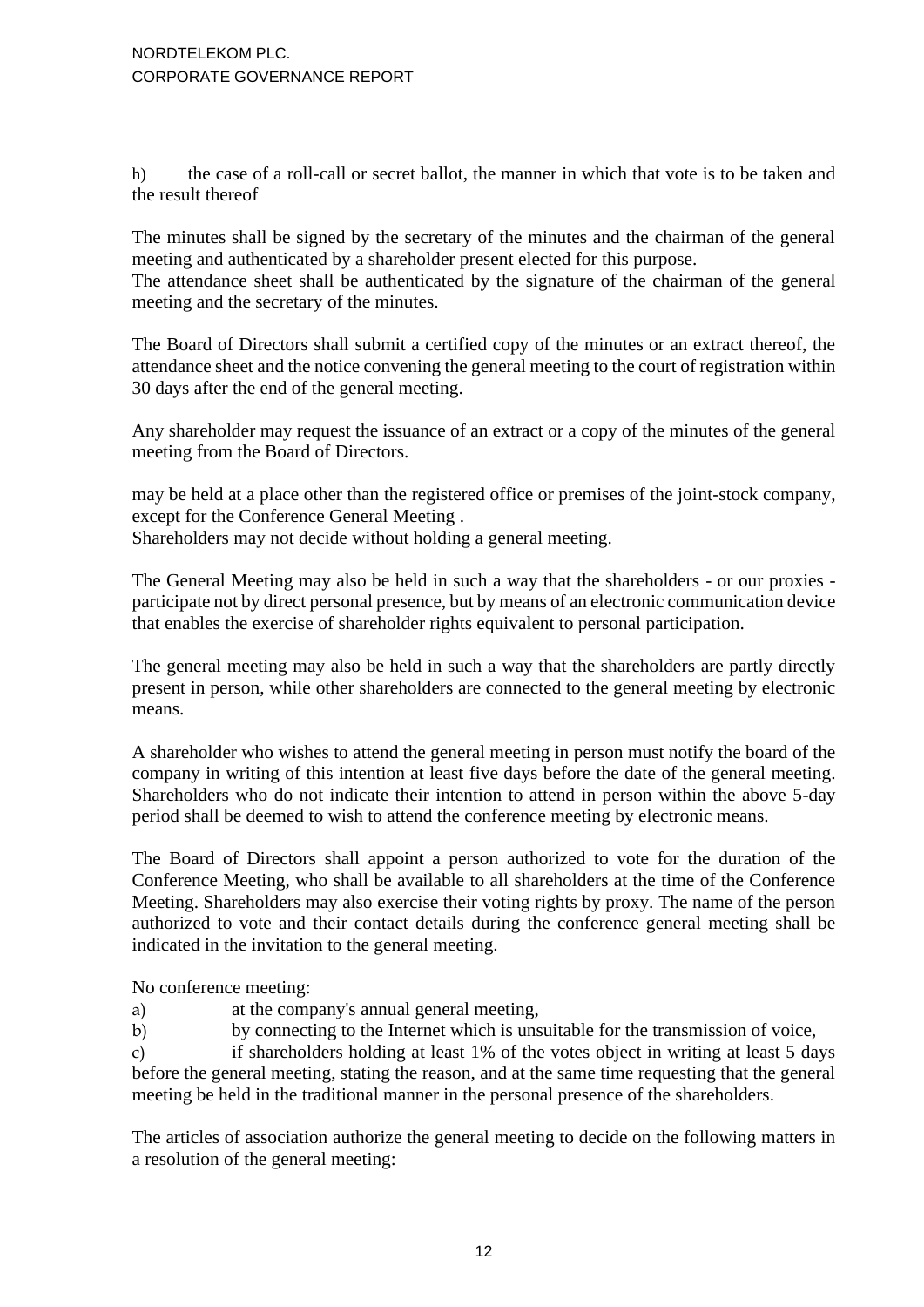h) the case of a roll-call or secret ballot, the manner in which that vote is to be taken and the result thereof

The minutes shall be signed by the secretary of the minutes and the chairman of the general meeting and authenticated by a shareholder present elected for this purpose.
The attendance sheet shall be authenticated by the signature of the chairman of the general meeting and the secretary of the minutes.

The Board of Directors shall submit a certified copy of the minutes or an extract thereof, the attendance sheet and the notice convening the general meeting to the court of registration within 30 days after the end of the general meeting.

Any shareholder may request the issuance of an extract or a copy of the minutes of the general meeting from the Board of Directors.

may be held at a place other than the registered office or premises of the joint-stock company, except for the Conference General Meeting .
Shareholders may not decide without holding a general meeting.

The General Meeting may also be held in such a way that the shareholders - or our proxies - participate not by direct personal presence, but by means of an electronic communication device that enables the exercise of shareholder rights equivalent to personal participation.

The general meeting may also be held in such a way that the shareholders are partly directly present in person, while other shareholders are connected to the general meeting by electronic means.

A shareholder who wishes to attend the general meeting in person must notify the board of the company in writing of this intention at least five days before the date of the general meeting. Shareholders who do not indicate their intention to attend in person within the above 5-day period shall be deemed to wish to attend the conference meeting by electronic means.

The Board of Directors shall appoint a person authorized to vote for the duration of the Conference Meeting, who shall be available to all shareholders at the time of the Conference Meeting. Shareholders may also exercise their voting rights by proxy. The name of the person authorized to vote and their contact details during the conference general meeting shall be indicated in the invitation to the general meeting.

No conference meeting:

a) at the company's annual general meeting,
b) by connecting to the Internet which is unsuitable for the transmission of voice,
c) if shareholders holding at least 1% of the votes object in writing at least 5 days before the general meeting, stating the reason, and at the same time requesting that the general meeting be held in the traditional manner in the personal presence of the shareholders.

The articles of association authorize the general meeting to decide on the following matters in a resolution of the general meeting: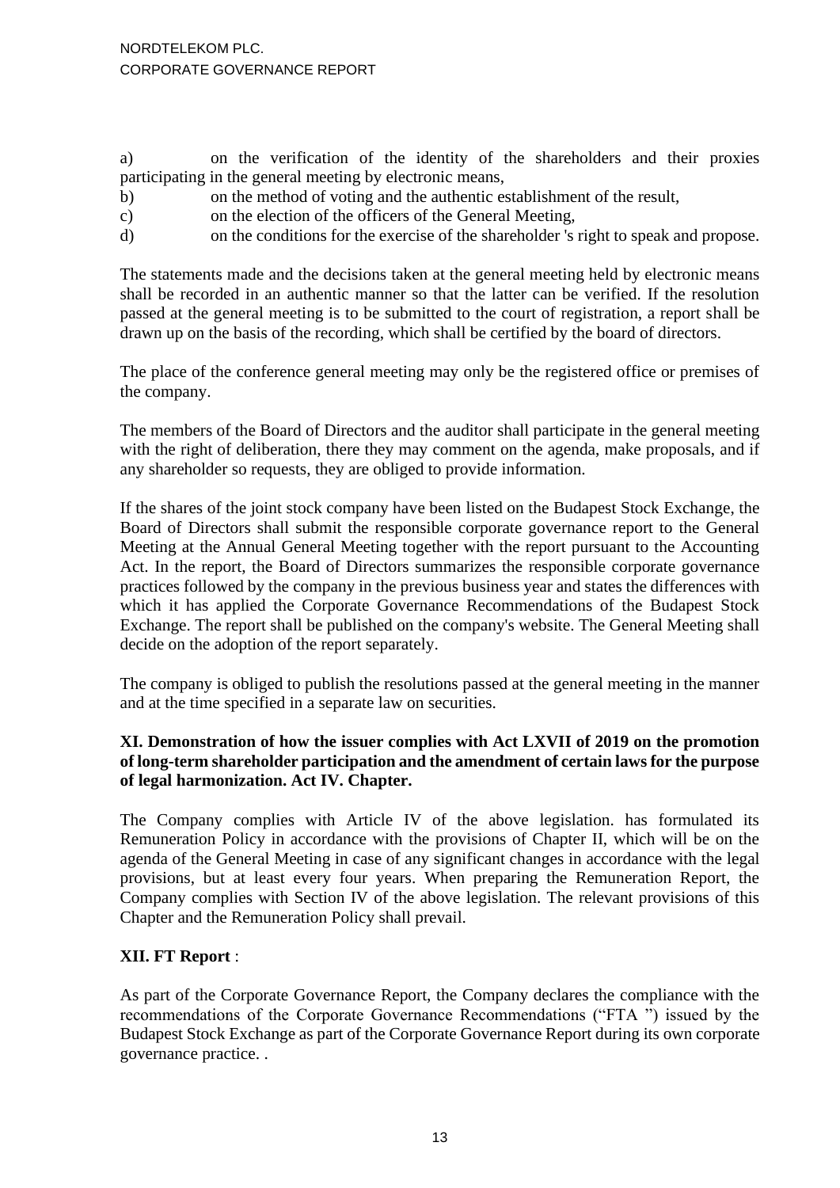a) on the verification of the identity of the shareholders and their proxies participating in the general meeting by electronic means,

b) on the method of voting and the authentic establishment of the result,

c) on the election of the officers of the General Meeting,

d) on the conditions for the exercise of the shareholder 's right to speak and propose.

The statements made and the decisions taken at the general meeting held by electronic means shall be recorded in an authentic manner so that the latter can be verified. If the resolution passed at the general meeting is to be submitted to the court of registration, a report shall be drawn up on the basis of the recording, which shall be certified by the board of directors.

The place of the conference general meeting may only be the registered office or premises of the company.

The members of the Board of Directors and the auditor shall participate in the general meeting with the right of deliberation, there they may comment on the agenda, make proposals, and if any shareholder so requests, they are obliged to provide information.

If the shares of the joint stock company have been listed on the Budapest Stock Exchange, the Board of Directors shall submit the responsible corporate governance report to the General Meeting at the Annual General Meeting together with the report pursuant to the Accounting Act. In the report, the Board of Directors summarizes the responsible corporate governance practices followed by the company in the previous business year and states the differences with which it has applied the Corporate Governance Recommendations of the Budapest Stock Exchange. The report shall be published on the company's website. The General Meeting shall decide on the adoption of the report separately.

The company is obliged to publish the resolutions passed at the general meeting in the manner and at the time specified in a separate law on securities.

**XI. Demonstration of how the issuer complies with Act LXVII of 2019 on the promotion of long-term shareholder participation and the amendment of certain laws for the purpose of legal harmonization. Act IV. Chapter.**

The Company complies with Article IV of the above legislation. has formulated its Remuneration Policy in accordance with the provisions of Chapter II, which will be on the agenda of the General Meeting in case of any significant changes in accordance with the legal provisions, but at least every four years. When preparing the Remuneration Report, the Company complies with Section IV of the above legislation. The relevant provisions of this Chapter and the Remuneration Policy shall prevail.

**XII. FT Report** :

As part of the Corporate Governance Report, the Company declares the compliance with the recommendations of the Corporate Governance Recommendations ("FTA ") issued by the Budapest Stock Exchange as part of the Corporate Governance Report during its own corporate governance practice. .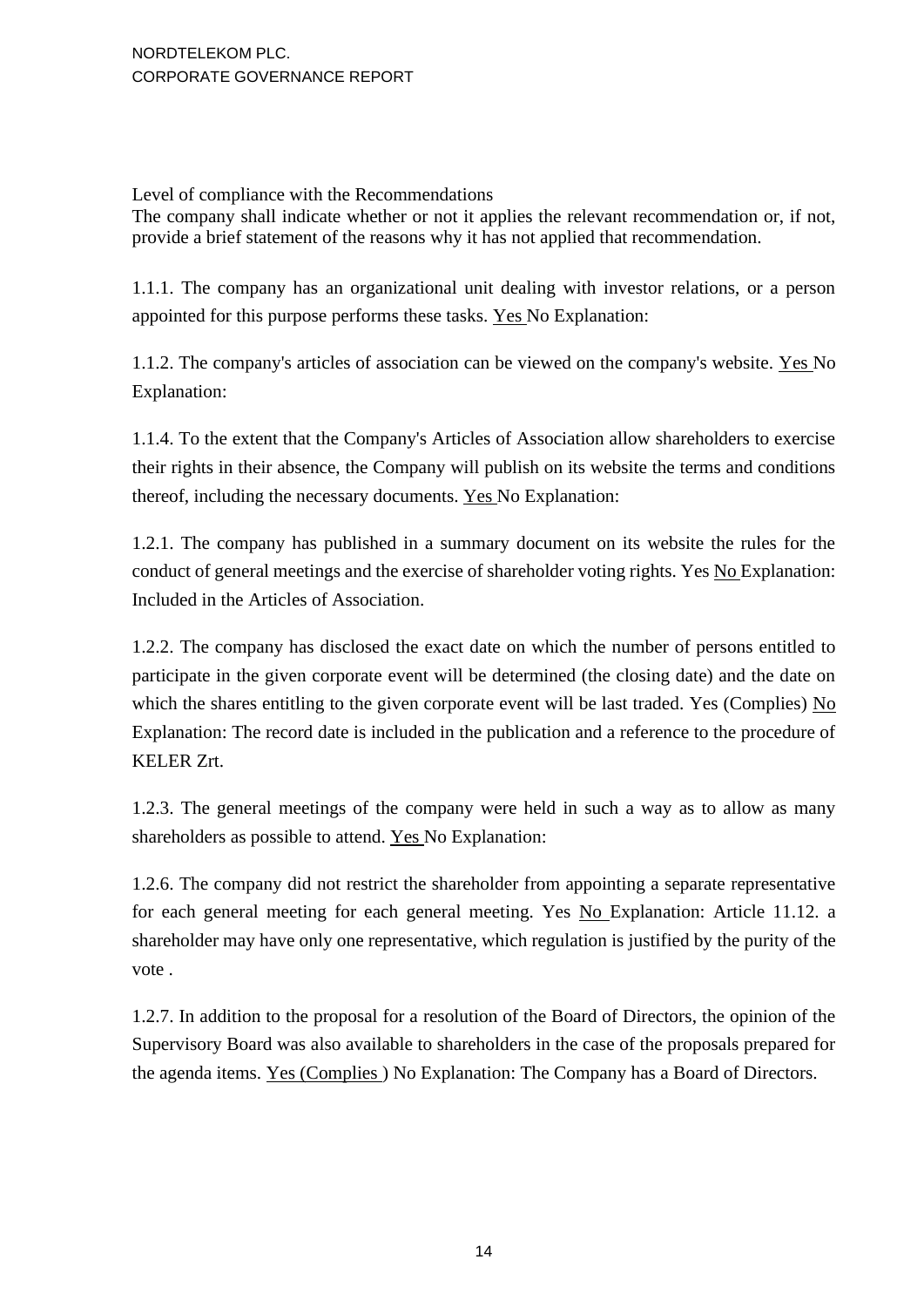Level of compliance with the Recommendations

The company shall indicate whether or not it applies the relevant recommendation or, if not, provide a brief statement of the reasons why it has not applied that recommendation.

1.1.1. The company has an organizational unit dealing with investor relations, or a person appointed for this purpose performs these tasks. <u>Yes</u> No Explanation:

1.1.2. The company's articles of association can be viewed on the company's website. <u>Yes</u> No Explanation:

1.1.4. To the extent that the Company's Articles of Association allow shareholders to exercise their rights in their absence, the Company will publish on its website the terms and conditions thereof, including the necessary documents. <u>Yes</u> No Explanation:

1.2.1. The company has published in a summary document on its website the rules for the conduct of general meetings and the exercise of shareholder voting rights. Yes <u>No</u> Explanation: Included in the Articles of Association.

1.2.2. The company has disclosed the exact date on which the number of persons entitled to participate in the given corporate event will be determined (the closing date) and the date on which the shares entitling to the given corporate event will be last traded. Yes (Complies) <u>No</u> Explanation: The record date is included in the publication and a reference to the procedure of KELER Zrt.

1.2.3. The general meetings of the company were held in such a way as to allow as many shareholders as possible to attend. <u>Yes</u> No Explanation:

1.2.6. The company did not restrict the shareholder from appointing a separate representative for each general meeting for each general meeting. Yes <u>No</u> Explanation: Article 11.12. a shareholder may have only one representative, which regulation is justified by the purity of the vote .

1.2.7. In addition to the proposal for a resolution of the Board of Directors, the opinion of the Supervisory Board was also available to shareholders in the case of the proposals prepared for the agenda items. <u>Yes (Complies )</u> No Explanation: The Company has a Board of Directors.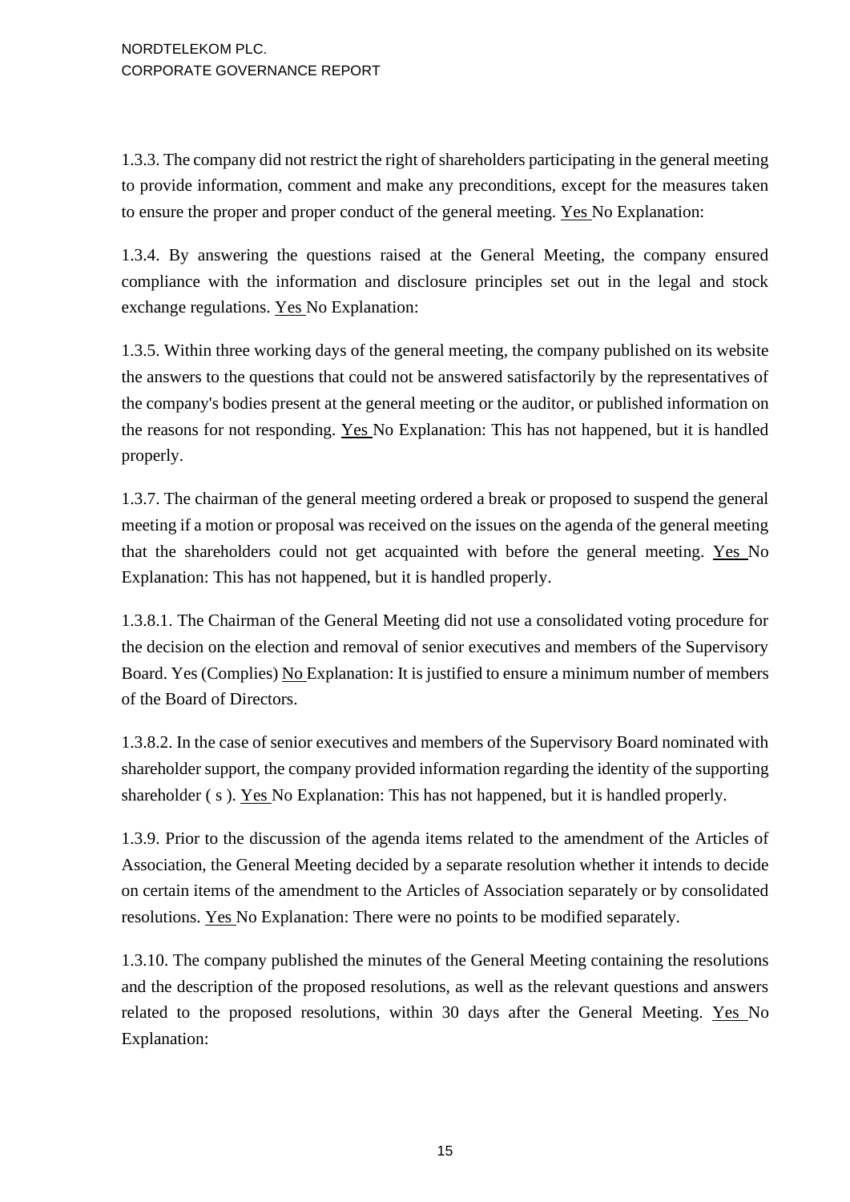1.3.3. The company did not restrict the right of shareholders participating in the general meeting to provide information, comment and make any preconditions, except for the measures taken to ensure the proper and proper conduct of the general meeting. <u>Yes</u> No Explanation:

1.3.4. By answering the questions raised at the General Meeting, the company ensured compliance with the information and disclosure principles set out in the legal and stock exchange regulations. <u>Yes</u> No Explanation:

1.3.5. Within three working days of the general meeting, the company published on its website the answers to the questions that could not be answered satisfactorily by the representatives of the company's bodies present at the general meeting or the auditor, or published information on the reasons for not responding. <u>Yes</u> No Explanation: This has not happened, but it is handled properly.

1.3.7. The chairman of the general meeting ordered a break or proposed to suspend the general meeting if a motion or proposal was received on the issues on the agenda of the general meeting that the shareholders could not get acquainted with before the general meeting. <u>Yes</u> No Explanation: This has not happened, but it is handled properly.

1.3.8.1. The Chairman of the General Meeting did not use a consolidated voting procedure for the decision on the election and removal of senior executives and members of the Supervisory Board. Yes (Complies) <u>No</u> Explanation: It is justified to ensure a minimum number of members of the Board of Directors.

1.3.8.2. In the case of senior executives and members of the Supervisory Board nominated with shareholder support, the company provided information regarding the identity of the supporting shareholder ( s ). <u>Yes</u> No Explanation: This has not happened, but it is handled properly.

1.3.9. Prior to the discussion of the agenda items related to the amendment of the Articles of Association, the General Meeting decided by a separate resolution whether it intends to decide on certain items of the amendment to the Articles of Association separately or by consolidated resolutions. <u>Yes</u> No Explanation: There were no points to be modified separately.

1.3.10. The company published the minutes of the General Meeting containing the resolutions and the description of the proposed resolutions, as well as the relevant questions and answers related to the proposed resolutions, within 30 days after the General Meeting. <u>Yes</u> No Explanation: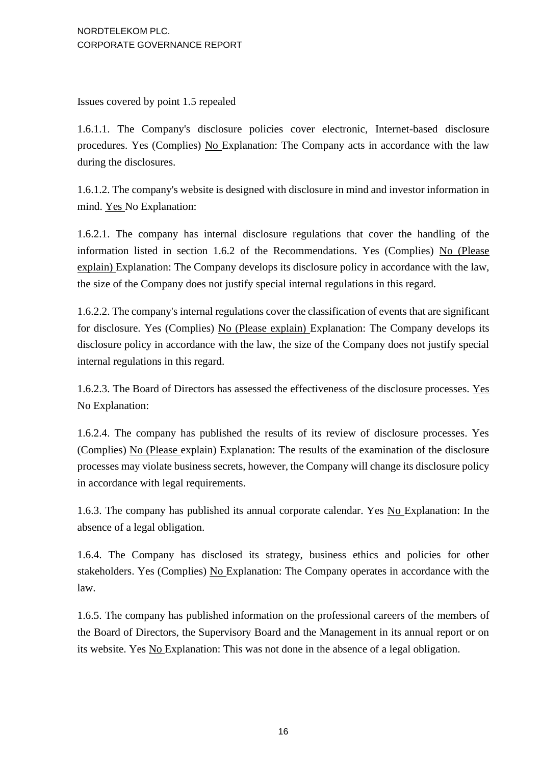Issues covered by point 1.5 repealed

1.6.1.1. The Company's disclosure policies cover electronic, Internet-based disclosure procedures. Yes (Complies) <u>No</u> Explanation: The Company acts in accordance with the law during the disclosures.

1.6.1.2. The company's website is designed with disclosure in mind and investor information in mind. <u>Yes</u> No Explanation:

1.6.2.1. The company has internal disclosure regulations that cover the handling of the information listed in section 1.6.2 of the Recommendations. Yes (Complies) <u>No (Please explain)</u> Explanation: The Company develops its disclosure policy in accordance with the law, the size of the Company does not justify special internal regulations in this regard.

1.6.2.2. The company's internal regulations cover the classification of events that are significant for disclosure. Yes (Complies) <u>No (Please explain)</u> Explanation: The Company develops its disclosure policy in accordance with the law, the size of the Company does not justify special internal regulations in this regard.

1.6.2.3. The Board of Directors has assessed the effectiveness of the disclosure processes. <u>Yes</u> No Explanation:

1.6.2.4. The company has published the results of its review of disclosure processes. Yes (Complies) <u>No (Please</u> explain) Explanation: The results of the examination of the disclosure processes may violate business secrets, however, the Company will change its disclosure policy in accordance with legal requirements.

1.6.3. The company has published its annual corporate calendar. Yes <u>No</u> Explanation: In the absence of a legal obligation.

1.6.4. The Company has disclosed its strategy, business ethics and policies for other stakeholders. Yes (Complies) <u>No</u> Explanation: The Company operates in accordance with the law.

1.6.5. The company has published information on the professional careers of the members of the Board of Directors, the Supervisory Board and the Management in its annual report or on its website. Yes <u>No</u> Explanation: This was not done in the absence of a legal obligation.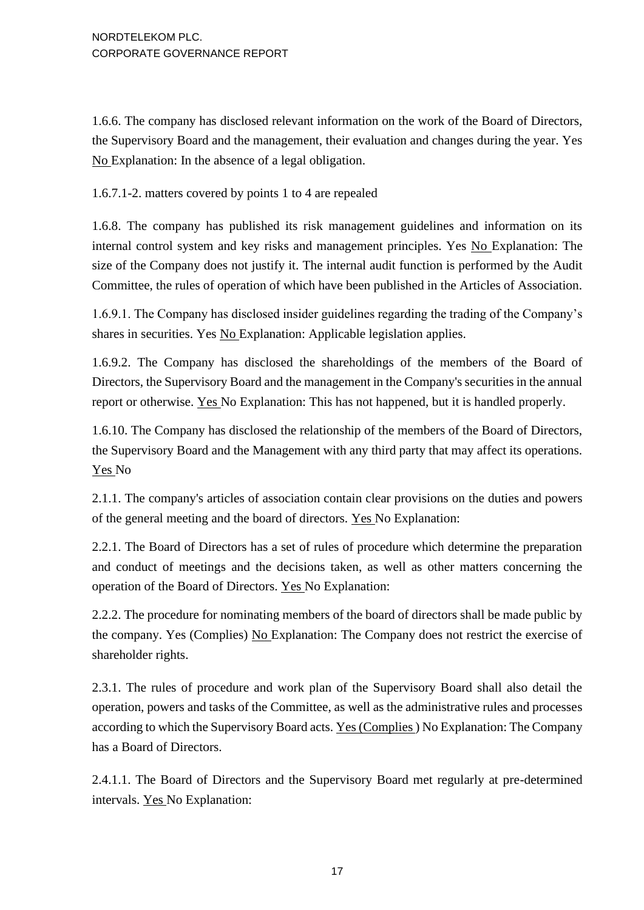1.6.6. The company has disclosed relevant information on the work of the Board of Directors, the Supervisory Board and the management, their evaluation and changes during the year. Yes No Explanation: In the absence of a legal obligation.

1.6.7.1-2. matters covered by points 1 to 4 are repealed

1.6.8. The company has published its risk management guidelines and information on its internal control system and key risks and management principles. Yes No Explanation: The size of the Company does not justify it. The internal audit function is performed by the Audit Committee, the rules of operation of which have been published in the Articles of Association.

1.6.9.1. The Company has disclosed insider guidelines regarding the trading of the Company's shares in securities. Yes No Explanation: Applicable legislation applies.

1.6.9.2. The Company has disclosed the shareholdings of the members of the Board of Directors, the Supervisory Board and the management in the Company's securities in the annual report or otherwise. Yes No Explanation: This has not happened, but it is handled properly.

1.6.10. The Company has disclosed the relationship of the members of the Board of Directors, the Supervisory Board and the Management with any third party that may affect its operations. Yes No

2.1.1. The company's articles of association contain clear provisions on the duties and powers of the general meeting and the board of directors. Yes No Explanation:

2.2.1. The Board of Directors has a set of rules of procedure which determine the preparation and conduct of meetings and the decisions taken, as well as other matters concerning the operation of the Board of Directors. Yes No Explanation:

2.2.2. The procedure for nominating members of the board of directors shall be made public by the company. Yes (Complies) No Explanation: The Company does not restrict the exercise of shareholder rights.

2.3.1. The rules of procedure and work plan of the Supervisory Board shall also detail the operation, powers and tasks of the Committee, as well as the administrative rules and processes according to which the Supervisory Board acts. Yes (Complies ) No Explanation: The Company has a Board of Directors.

2.4.1.1. The Board of Directors and the Supervisory Board met regularly at pre-determined intervals. Yes No Explanation: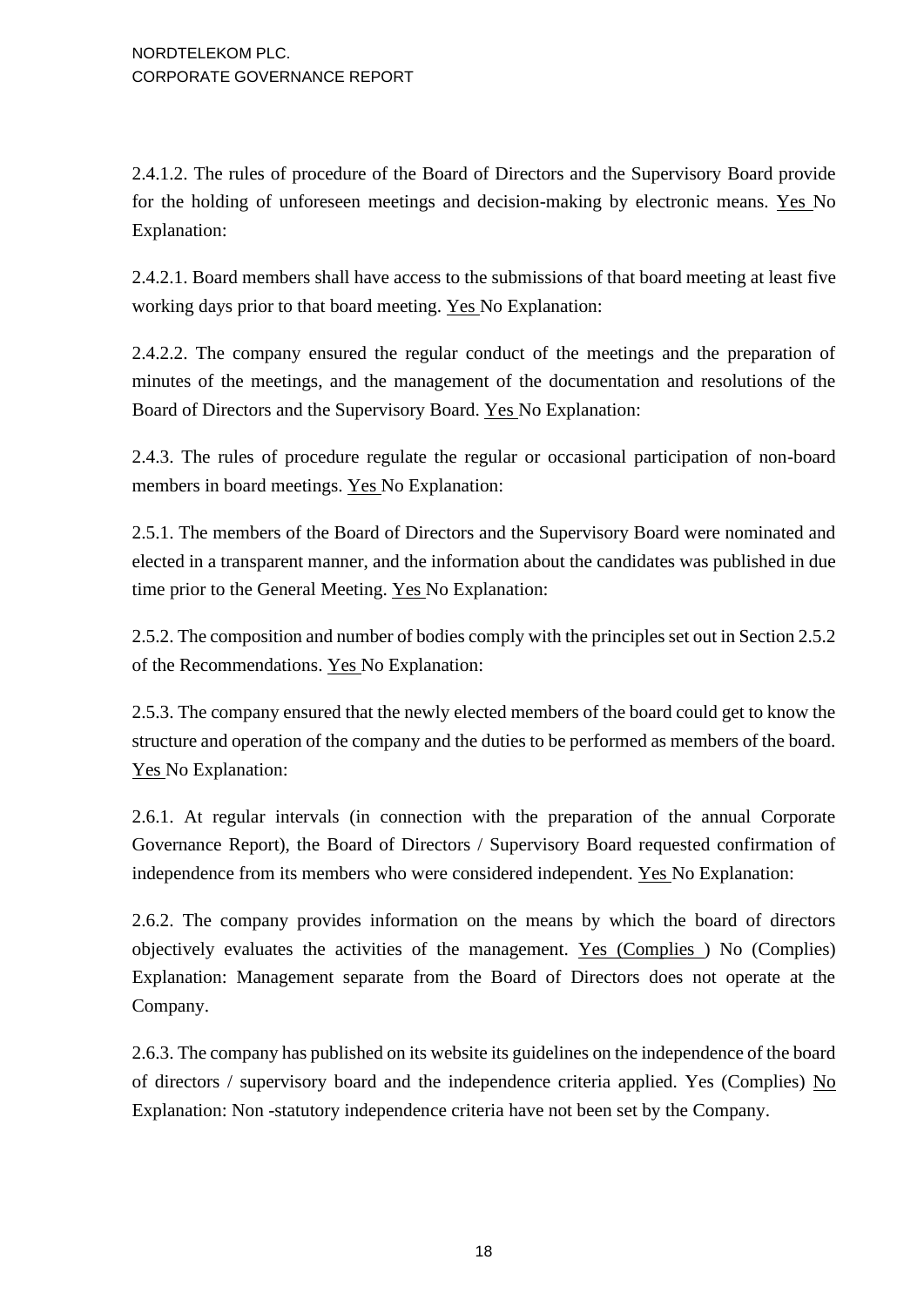2.4.1.2. The rules of procedure of the Board of Directors and the Supervisory Board provide for the holding of unforeseen meetings and decision-making by electronic means. <u>Yes</u> No Explanation:

2.4.2.1. Board members shall have access to the submissions of that board meeting at least five working days prior to that board meeting. <u>Yes</u> No Explanation:

2.4.2.2. The company ensured the regular conduct of the meetings and the preparation of minutes of the meetings, and the management of the documentation and resolutions of the Board of Directors and the Supervisory Board. <u>Yes</u> No Explanation:

2.4.3. The rules of procedure regulate the regular or occasional participation of non-board members in board meetings. <u>Yes</u> No Explanation:

2.5.1. The members of the Board of Directors and the Supervisory Board were nominated and elected in a transparent manner, and the information about the candidates was published in due time prior to the General Meeting. <u>Yes</u> No Explanation:

2.5.2. The composition and number of bodies comply with the principles set out in Section 2.5.2 of the Recommendations. <u>Yes</u> No Explanation:

2.5.3. The company ensured that the newly elected members of the board could get to know the structure and operation of the company and the duties to be performed as members of the board. <u>Yes</u> No Explanation:

2.6.1. At regular intervals (in connection with the preparation of the annual Corporate Governance Report), the Board of Directors / Supervisory Board requested confirmation of independence from its members who were considered independent. <u>Yes</u> No Explanation:

2.6.2. The company provides information on the means by which the board of directors objectively evaluates the activities of the management. <u>Yes (Complies</u> ) No (Complies) Explanation: Management separate from the Board of Directors does not operate at the Company.

2.6.3. The company has published on its website its guidelines on the independence of the board of directors / supervisory board and the independence criteria applied. Yes (Complies) <u>No</u> Explanation: Non -statutory independence criteria have not been set by the Company.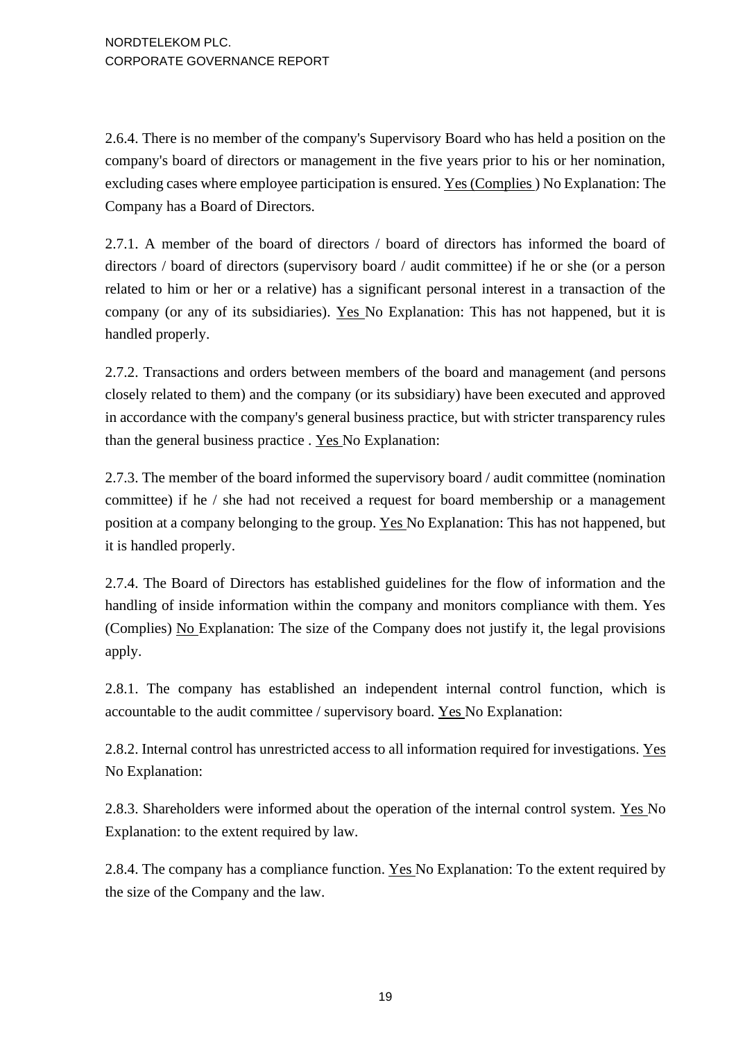2.6.4. There is no member of the company's Supervisory Board who has held a position on the company's board of directors or management in the five years prior to his or her nomination, excluding cases where employee participation is ensured. <u>Yes (Complies </u>) No Explanation: The Company has a Board of Directors.

2.7.1. A member of the board of directors / board of directors has informed the board of directors / board of directors (supervisory board / audit committee) if he or she (or a person related to him or her or a relative) has a significant personal interest in a transaction of the company (or any of its subsidiaries). <u>Yes </u>No Explanation: This has not happened, but it is handled properly.

2.7.2. Transactions and orders between members of the board and management (and persons closely related to them) and the company (or its subsidiary) have been executed and approved in accordance with the company's general business practice, but with stricter transparency rules than the general business practice . <u>Yes </u>No Explanation:

2.7.3. The member of the board informed the supervisory board / audit committee (nomination committee) if he / she had not received a request for board membership or a management position at a company belonging to the group. <u>Yes </u>No Explanation: This has not happened, but it is handled properly.

2.7.4. The Board of Directors has established guidelines for the flow of information and the handling of inside information within the company and monitors compliance with them. Yes (Complies) <u>No </u>Explanation: The size of the Company does not justify it, the legal provisions apply.

2.8.1. The company has established an independent internal control function, which is accountable to the audit committee / supervisory board. <u>Yes </u>No Explanation:

2.8.2. Internal control has unrestricted access to all information required for investigations. <u>Yes</u> No Explanation:

2.8.3. Shareholders were informed about the operation of the internal control system. <u>Yes </u>No Explanation: to the extent required by law.

2.8.4. The company has a compliance function. <u>Yes </u>No Explanation: To the extent required by the size of the Company and the law.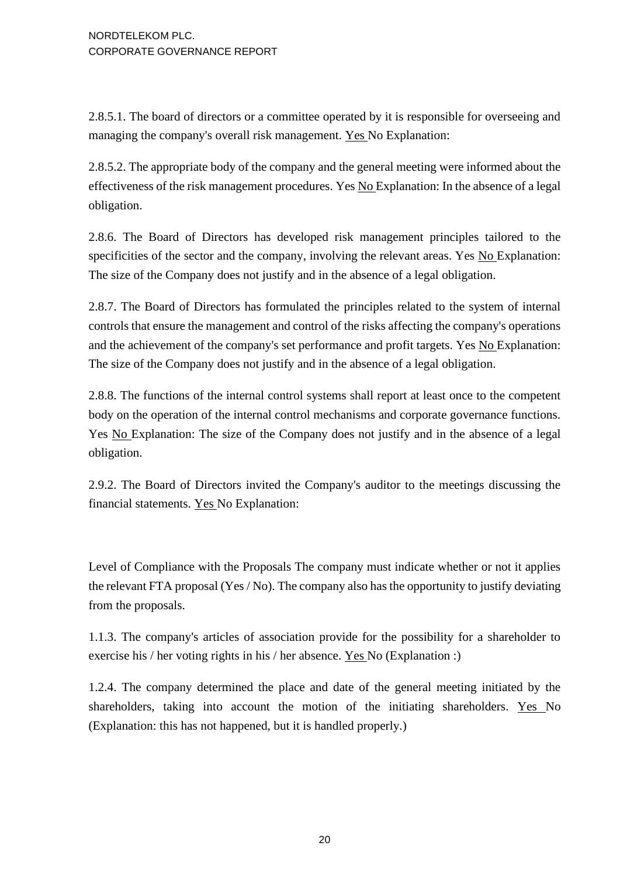2.8.5.1. The board of directors or a committee operated by it is responsible for overseeing and managing the company's overall risk management. <u>Yes</u> No Explanation:

2.8.5.2. The appropriate body of the company and the general meeting were informed about the effectiveness of the risk management procedures. Yes <u>No</u> Explanation: In the absence of a legal obligation.

2.8.6. The Board of Directors has developed risk management principles tailored to the specificities of the sector and the company, involving the relevant areas. Yes <u>No</u> Explanation: The size of the Company does not justify and in the absence of a legal obligation.

2.8.7. The Board of Directors has formulated the principles related to the system of internal controls that ensure the management and control of the risks affecting the company's operations and the achievement of the company's set performance and profit targets. Yes <u>No</u> Explanation: The size of the Company does not justify and in the absence of a legal obligation.

2.8.8. The functions of the internal control systems shall report at least once to the competent body on the operation of the internal control mechanisms and corporate governance functions. Yes <u>No</u> Explanation: The size of the Company does not justify and in the absence of a legal obligation.

2.9.2. The Board of Directors invited the Company's auditor to the meetings discussing the financial statements. <u>Yes</u> No Explanation:

Level of Compliance with the Proposals The company must indicate whether or not it applies the relevant FTA proposal (Yes / No). The company also has the opportunity to justify deviating from the proposals.

1.1.3. The company's articles of association provide for the possibility for a shareholder to exercise his / her voting rights in his / her absence. <u>Yes</u> No (Explanation :)

1.2.4. The company determined the place and date of the general meeting initiated by the shareholders, taking into account the motion of the initiating shareholders. <u>Yes</u> No (Explanation: this has not happened, but it is handled properly.)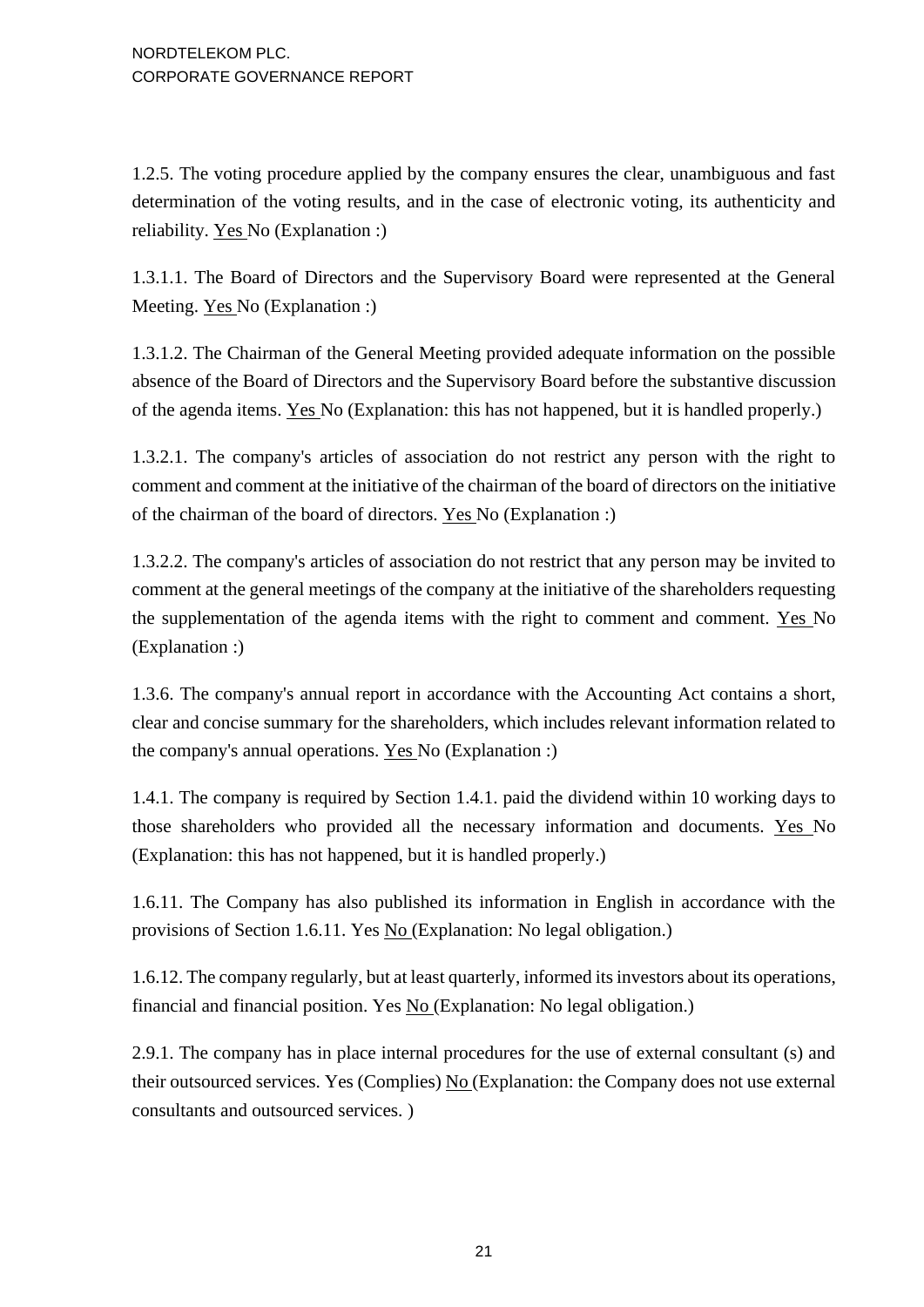1.2.5. The voting procedure applied by the company ensures the clear, unambiguous and fast determination of the voting results, and in the case of electronic voting, its authenticity and reliability. <u>Yes</u> No (Explanation :)

1.3.1.1. The Board of Directors and the Supervisory Board were represented at the General Meeting. <u>Yes</u> No (Explanation :)

1.3.1.2. The Chairman of the General Meeting provided adequate information on the possible absence of the Board of Directors and the Supervisory Board before the substantive discussion of the agenda items. <u>Yes</u> No (Explanation: this has not happened, but it is handled properly.)

1.3.2.1. The company's articles of association do not restrict any person with the right to comment and comment at the initiative of the chairman of the board of directors on the initiative of the chairman of the board of directors. <u>Yes</u> No (Explanation :)

1.3.2.2. The company's articles of association do not restrict that any person may be invited to comment at the general meetings of the company at the initiative of the shareholders requesting the supplementation of the agenda items with the right to comment and comment. <u>Yes</u> No (Explanation :)

1.3.6. The company's annual report in accordance with the Accounting Act contains a short, clear and concise summary for the shareholders, which includes relevant information related to the company's annual operations. <u>Yes</u> No (Explanation :)

1.4.1. The company is required by Section 1.4.1. paid the dividend within 10 working days to those shareholders who provided all the necessary information and documents. <u>Yes</u> No (Explanation: this has not happened, but it is handled properly.)

1.6.11. The Company has also published its information in English in accordance with the provisions of Section 1.6.11. Yes <u>No</u> (Explanation: No legal obligation.)

1.6.12. The company regularly, but at least quarterly, informed its investors about its operations, financial and financial position. Yes <u>No</u> (Explanation: No legal obligation.)

2.9.1. The company has in place internal procedures for the use of external consultant (s) and their outsourced services. Yes (Complies) <u>No</u> (Explanation: the Company does not use external consultants and outsourced services. )